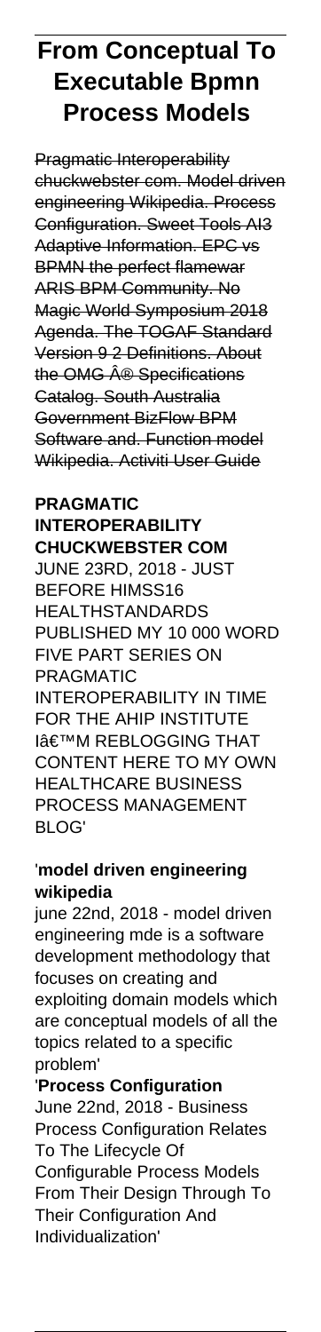# From Conceptual To Executable Bpmn Process Models

Pragmatic Interoperability chuckwebster com. Model driven engineering Wikipedia. Process Configuration. Sweet Tools AI3 Adaptive Information. EPC vs BPMN the perfect flamewar ARIS BPM Community. No Magic World Symposium 2018 Agenda. The TOGAF Standard Version 9 2 Definitions. About the OMG Â® Specifications Catalog. South Australia Government BizFlow BPM Software and. Function model Wikipedia. Activiti User Guide

**PRAGMATIC INTEROPERABILITY CHUCKWEBSTER COM**
JUNE 23RD, 2018 - JUST BEFORE HIMSS16 HEALTHSTANDARDS PUBLISHED MY 10 000 WORD FIVE PART SERIES ON PRAGMATIC INTEROPERABILITY IN TIME FOR THE AHIP INSTITUTE I'M REBLOGGING THAT CONTENT HERE TO MY OWN HEALTHCARE BUSINESS PROCESS MANAGEMENT BLOG'

'**model driven engineering wikipedia**
june 22nd, 2018 - model driven engineering mde is a software development methodology that focuses on creating and exploiting domain models which are conceptual models of all the topics related to a specific problem'

'**Process Configuration**
June 22nd, 2018 - Business Process Configuration Relates To The Lifecycle Of Configurable Process Models From Their Design Through To Their Configuration And Individualization'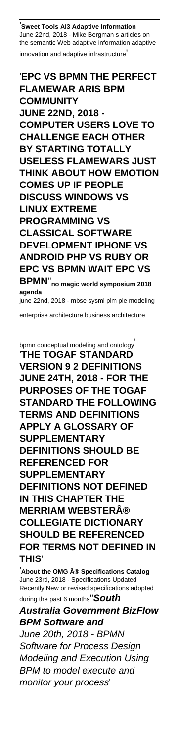'**Sweet Tools AI3 Adaptive Information**
June 22nd, 2018 - Mike Bergman s articles on the semantic Web adaptive information adaptive innovation and adaptive infrastructure'

'**EPC VS BPMN THE PERFECT FLAMEWAR ARIS BPM COMMUNITY JUNE 22ND, 2018 - COMPUTER USERS LOVE TO CHALLENGE EACH OTHER BY STARTING TOTALLY USELESS FLAMEWARS JUST THINK ABOUT HOW EMOTION COMES UP IF PEOPLE DISCUSS WINDOWS VS LINUX EXTREME PROGRAMMING VS CLASSICAL SOFTWARE DEVELOPMENT IPHONE VS ANDROID PHP VS RUBY OR EPC VS BPMN WAIT EPC VS BPMN**''**no magic world symposium 2018 agenda**
june 22nd, 2018 - mbse sysml plm ple modeling enterprise architecture business architecture bpmn conceptual modeling and ontology'

'**THE TOGAF STANDARD VERSION 9 2 DEFINITIONS JUNE 24TH, 2018 - FOR THE PURPOSES OF THE TOGAF STANDARD THE FOLLOWING TERMS AND DEFINITIONS APPLY A GLOSSARY OF SUPPLEMENTARY DEFINITIONS SHOULD BE REFERENCED FOR SUPPLEMENTARY DEFINITIONS NOT DEFINED IN THIS CHAPTER THE MERRIAM WEBSTERÂ® COLLEGIATE DICTIONARY SHOULD BE REFERENCED FOR TERMS NOT DEFINED IN THIS**'

'**About the OMG Â® Specifications Catalog**
June 23rd, 2018 - Specifications Updated Recently New or revised specifications adopted during the past 6 months''***South Australia Government BizFlow BPM Software and***
*June 20th, 2018 - BPMN Software for Process Design Modeling and Execution Using BPM to model execute and monitor your process*'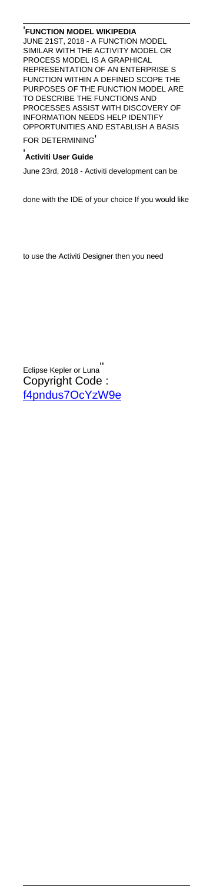'**FUNCTION MODEL WIKIPEDIA**
JUNE 21ST, 2018 - A FUNCTION MODEL SIMILAR WITH THE ACTIVITY MODEL OR PROCESS MODEL IS A GRAPHICAL REPRESENTATION OF AN ENTERPRISE S FUNCTION WITHIN A DEFINED SCOPE THE PURPOSES OF THE FUNCTION MODEL ARE TO DESCRIBE THE FUNCTIONS AND PROCESSES ASSIST WITH DISCOVERY OF INFORMATION NEEDS HELP IDENTIFY OPPORTUNITIES AND ESTABLISH A BASIS FOR DETERMINING'

'**Activiti User Guide**

June 23rd, 2018 - Activiti development can be

done with the IDE of your choice If you would like

to use the Activiti Designer then you need

Eclipse Kepler or Luna''

Copyright Code : f4pndus7OcYzW9e